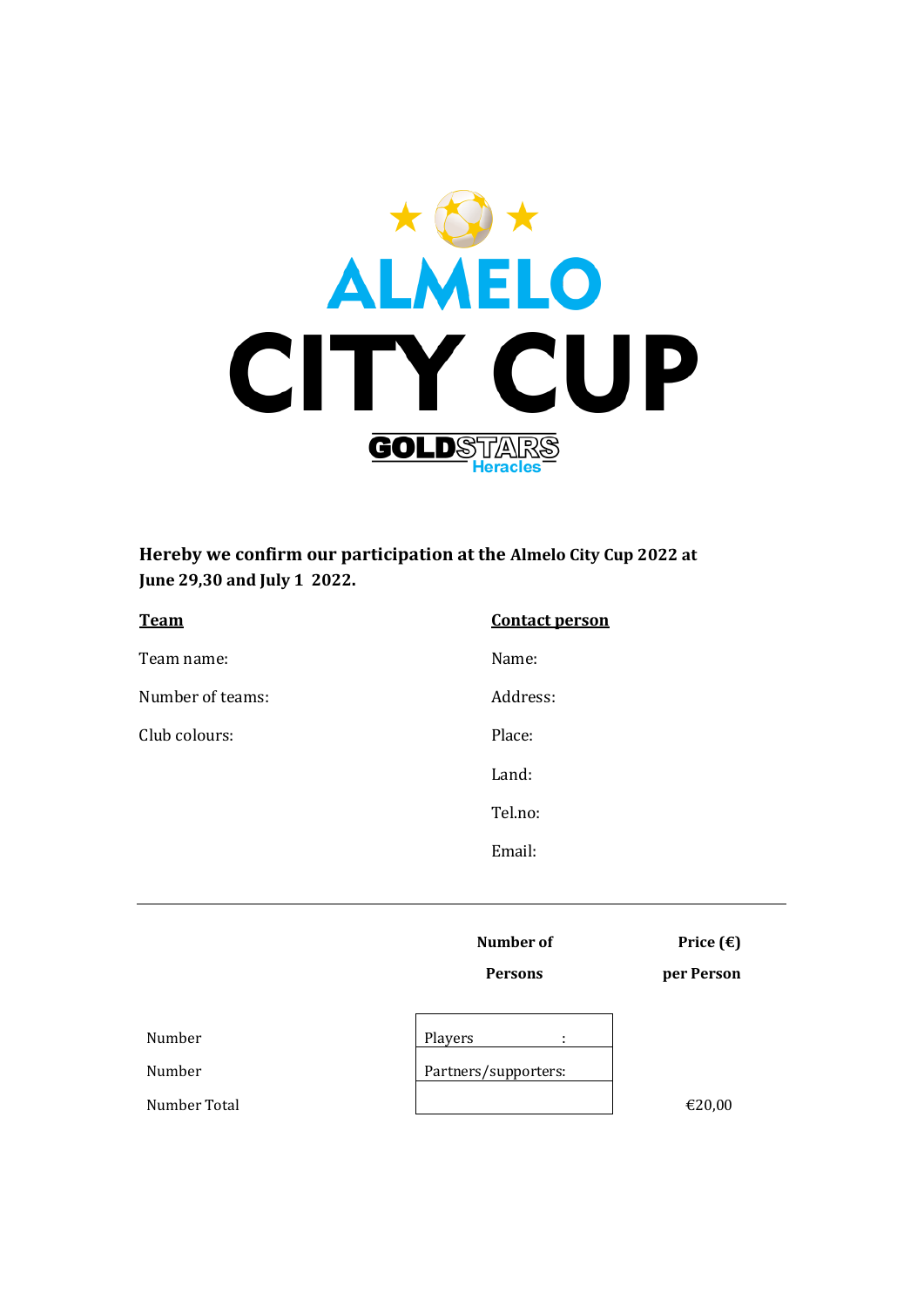# ALMELO CITY CUP

GOLDSTARS Heracles

**Hereby we confirm our participation at the Almelo City Cup 2022 at June 29,30 and July 1 2022.**

| **Team** | **Contact person** |
|---|---|
| Team name: | Name: |
| Number of teams: | Address: |
| Club colours: | Place: |
| | Land: |
| | Tel.no: |
| | Email: |

---

| | **Number of Persons** | **Price (€) per Person** |
|---|---|---|
| Number | Players : | |
| Number | Partners/supporters: | |
| Number Total | | €20,00 |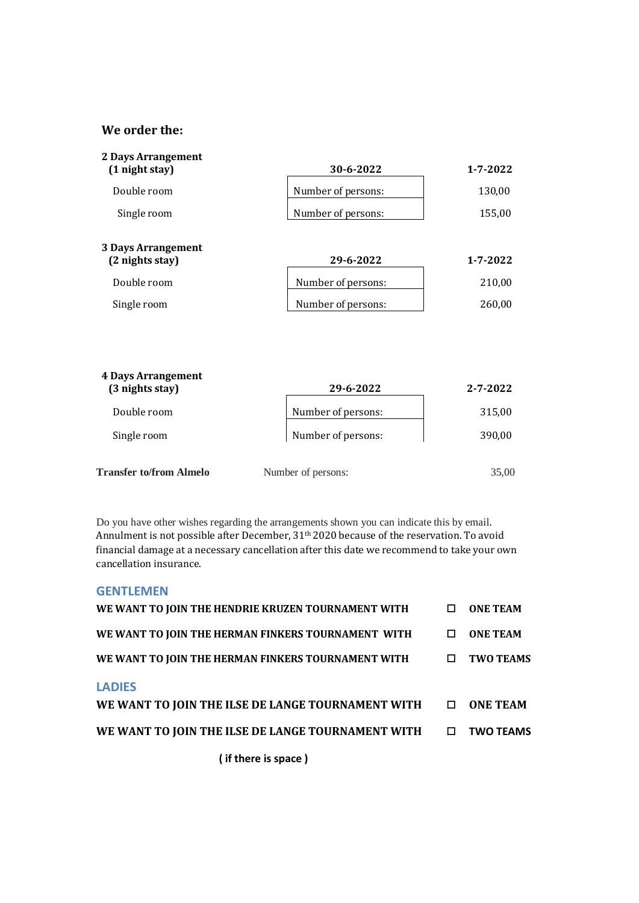## We order the:

| | | |
|---|---|---|
| **2 Days Arrangement (1 night stay)** | **30-6-2022** | **1-7-2022** |
| Double room | Number of persons: | 130,00 |
| Single room | Number of persons: | 155,00 |

| | | |
|---|---|---|
| **3 Days Arrangement (2 nights stay)** | **29-6-2022** | **1-7-2022** |
| Double room | Number of persons: | 210,00 |
| Single room | Number of persons: | 260,00 |

| | | |
|---|---|---|
| **4 Days Arrangement (3 nights stay)** | **29-6-2022** | **2-7-2022** |
| Double room | Number of persons: | 315,00 |
| Single room | Number of persons: | 390,00 |

| | | |
|---|---|---|
| **Transfer to/from Almelo** | Number of persons: | 35,00 |

Do you have other wishes regarding the arrangements shown you can indicate this by email. Annulment is not possible after December, 31th 2020 because of the reservation. To avoid financial damage at a necessary cancellation after this date we recommend to take your own cancellation insurance.

### GENTLEMEN

**WE WANT TO JOIN THE HENDRIE KRUZEN TOURNAMENT WITH** ☐ **ONE TEAM**

**WE WANT TO JOIN THE HERMAN FINKERS TOURNAMENT WITH** ☐ **ONE TEAM**

**WE WANT TO JOIN THE HERMAN FINKERS TOURNAMENT WITH** ☐ **TWO TEAMS**

### LADIES

**WE WANT TO JOIN THE ILSE DE LANGE TOURNAMENT WITH** ☐ **ONE TEAM**

**WE WANT TO JOIN THE ILSE DE LANGE TOURNAMENT WITH** ☐ **TWO TEAMS**

**( if there is space )**